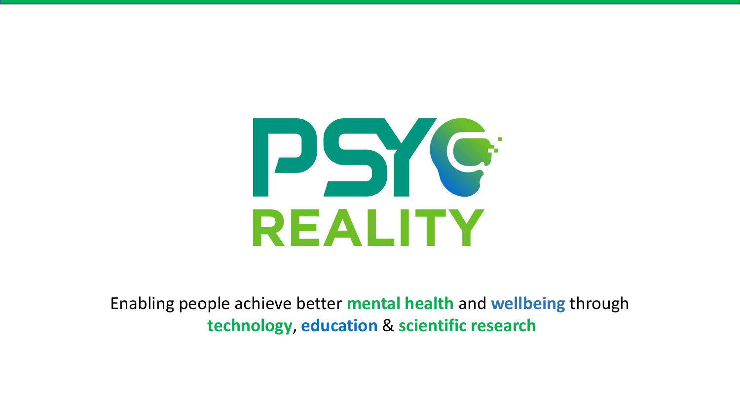# PSY REALITY

Enabling people achieve better **mental health** and **wellbeing** through **technology**, **education** & **scientific research**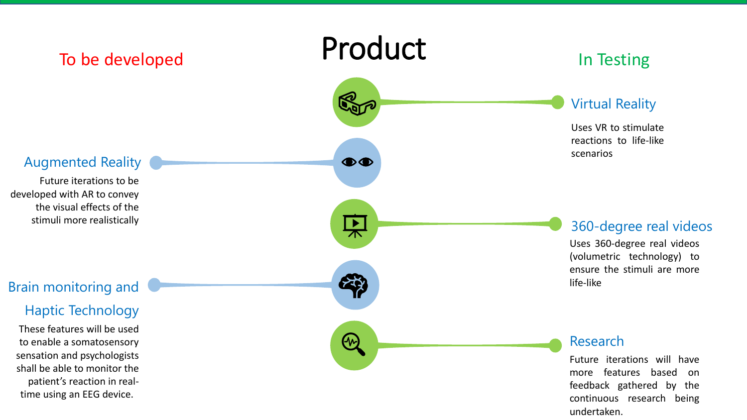# Product

## To be developed

### Augmented Reality

Future iterations to be developed with AR to convey the visual effects of the stimuli more realistically

### Brain monitoring and Haptic Technology

These features will be used to enable a somatosensory sensation and psychologists shall be able to monitor the patient's reaction in real-time using an EEG device.

## In Testing

### Virtual Reality

Uses VR to stimulate reactions to life-like scenarios

### 360-degree real videos

Uses 360-degree real videos (volumetric technology) to ensure the stimuli are more life-like

### Research

Future iterations will have more features based on feedback gathered by the continuous research being undertaken.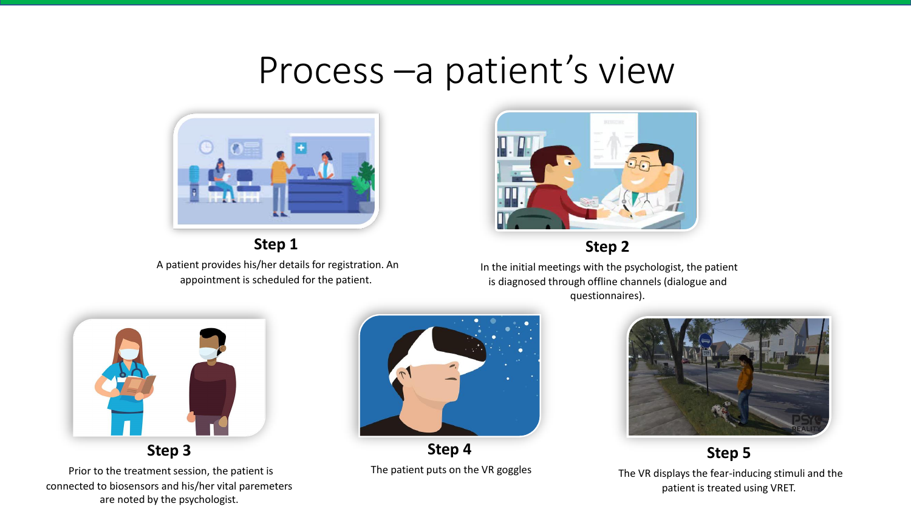# Process –a patient's view

### Step 1

A patient provides his/her details for registration. An appointment is scheduled for the patient.

### Step 2

In the initial meetings with the psychologist, the patient is diagnosed through offline channels (dialogue and questionnaires).

### Step 3

Prior to the treatment session, the patient is connected to biosensors and his/her vital paremeters are noted by the psychologist.

### Step 4

The patient puts on the VR goggles

### Step 5

The VR displays the fear-inducing stimuli and the patient is treated using VRET.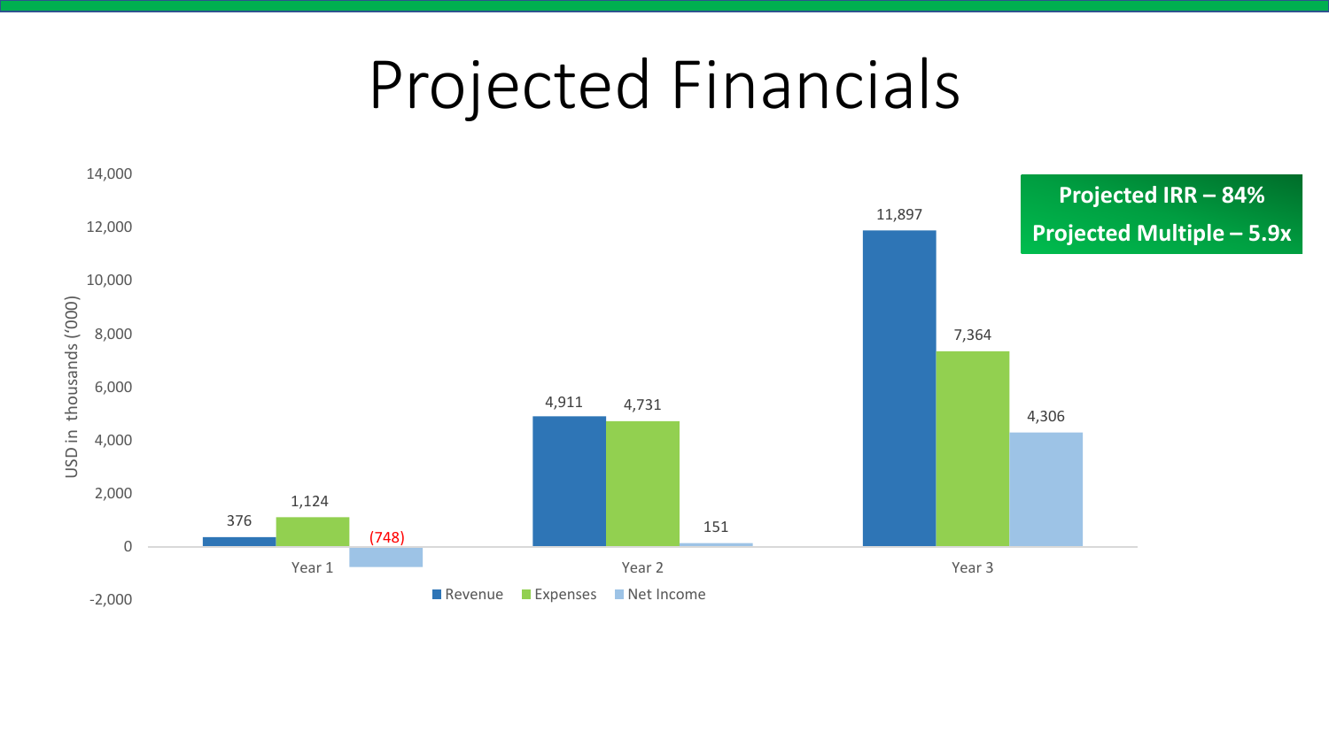# Projected Financials

**Projected IRR – 84%**

**Projected Multiple – 5.9x**

USD in thousands ('000)

14,000
12,000
10,000
8,000
6,000
4,000
2,000
0
-2,000

376
1,124
(748)

4,911
4,731
151

11,897
7,364
4,306

Year 1
Year 2
Year 3

Revenue
Expenses
Net Income